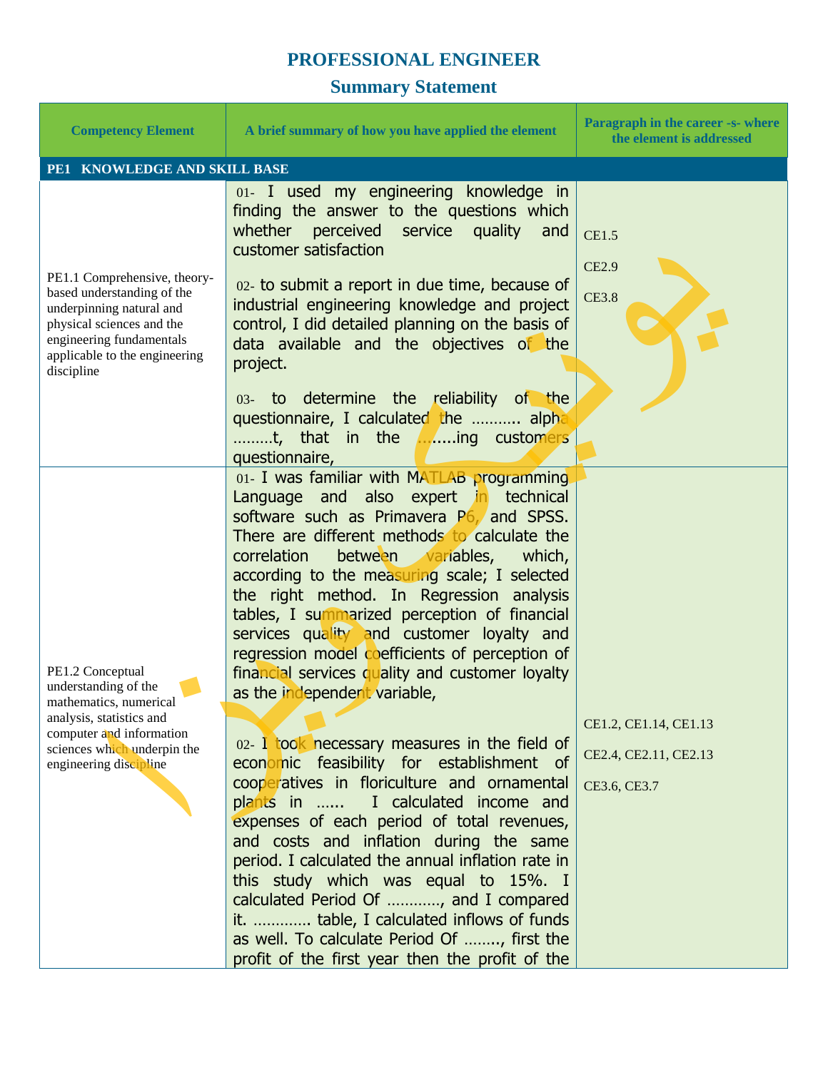# PROFESSIONAL ENGINEER

## Summary Statement

| Competency Element | A brief summary of how you have applied the element | Paragraph in the career -s- where the element is addressed |
|---|---|---|
| **PE1 KNOWLEDGE AND SKILL BASE** | | |
| PE1.1 Comprehensive, theory-based understanding of the underpinning natural and physical sciences and the engineering fundamentals applicable to the engineering discipline | 01- I used my engineering knowledge in finding the answer to the questions which whether perceived service quality and customer satisfaction<br><br>02- to submit a report in due time, because of industrial engineering knowledge and project control, I did detailed planning on the basis of data available and the objectives of the project.<br><br>03- to determine the reliability of the questionnaire, I calculated the ………. alpha ………t, that in the ……..ing customers questionnaire, | CE1.5<br><br>CE2.9<br><br>CE3.8 |
| PE1.2 Conceptual understanding of the mathematics, numerical analysis, statistics and computer and information sciences which underpin the engineering discipline | 01- I was familiar with MATLAB programming Language and also expert in technical software such as Primavera P6, and SPSS. There are different methods to calculate the correlation between variables, which, according to the measuring scale; I selected the right method. In Regression analysis tables, I summarized perception of financial services quality and customer loyalty and regression model coefficients of perception of financial services quality and customer loyalty as the independent variable,<br><br>02- I took necessary measures in the field of economic feasibility for establishment of cooperatives in floriculture and ornamental plants in …… I calculated income and expenses of each period of total revenues, and costs and inflation during the same period. I calculated the annual inflation rate in this study which was equal to 15%. I calculated Period Of …………, and I compared it. ………… table, I calculated inflows of funds as well. To calculate Period Of …….., first the profit of the first year then the profit of the | CE1.2, CE1.14, CE1.13<br><br>CE2.4, CE2.11, CE2.13<br><br>CE3.6, CE3.7 |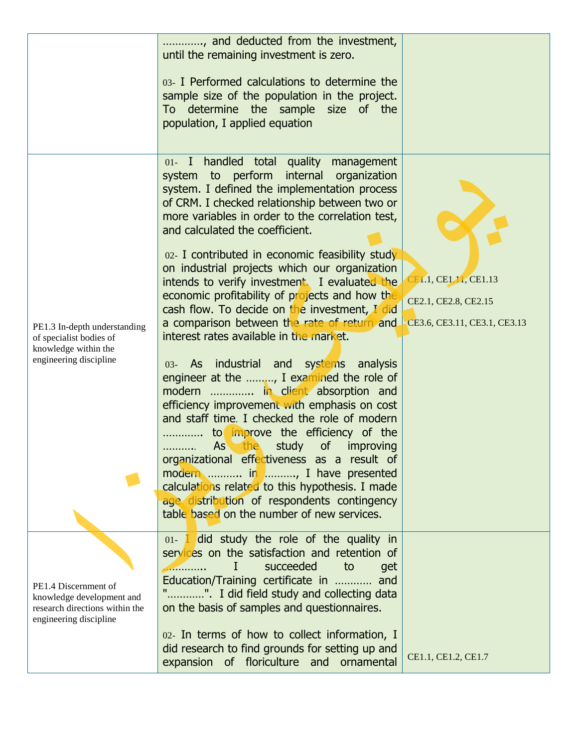| | | |
|---|---|---|
| | …………, and deducted from the investment, until the remaining investment is zero.<br><br>03- I Performed calculations to determine the sample size of the population in the project. To determine the sample size of the population, I applied equation | |
| PE1.3 In-depth understanding of specialist bodies of knowledge within the engineering discipline | 01- I handled total quality management system to perform internal organization system. I defined the implementation process of CRM. I checked relationship between two or more variables in order to the correlation test, and calculated the coefficient.<br><br>02- I contributed in economic feasibility study on industrial projects which our organization intends to verify investment. I evaluated the economic profitability of projects and how the cash flow. To decide on the investment, I did a comparison between the rate of return and interest rates available in the market.<br><br>03- As industrial and systems analysis engineer at the ………, I examined the role of modern ………….. in client absorption and efficiency improvement with emphasis on cost and staff time. I checked the role of modern ………… to improve the efficiency of the ………. As the study of improving organizational effectiveness as a result of modern ……….. in………, I have presented calculations related to this hypothesis. I made age distribution of respondents contingency table based on the number of new services. | CE1.1, CE1.11, CE1.13<br><br>CE2.1, CE2.8, CE2.15<br><br>CE3.6, CE3.11, CE3.1, CE3.13 |
| PE1.4 Discernment of knowledge development and research directions within the engineering discipline | 01- I did study the role of the quality in services on the satisfaction and retention of …………. I succeeded to get Education/Training certificate in ………… and "…………". I did field study and collecting data on the basis of samples and questionnaires.<br><br>02- In terms of how to collect information, I did research to find grounds for setting up and expansion of floriculture and ornamental | CE1.1, CE1.2, CE1.7 |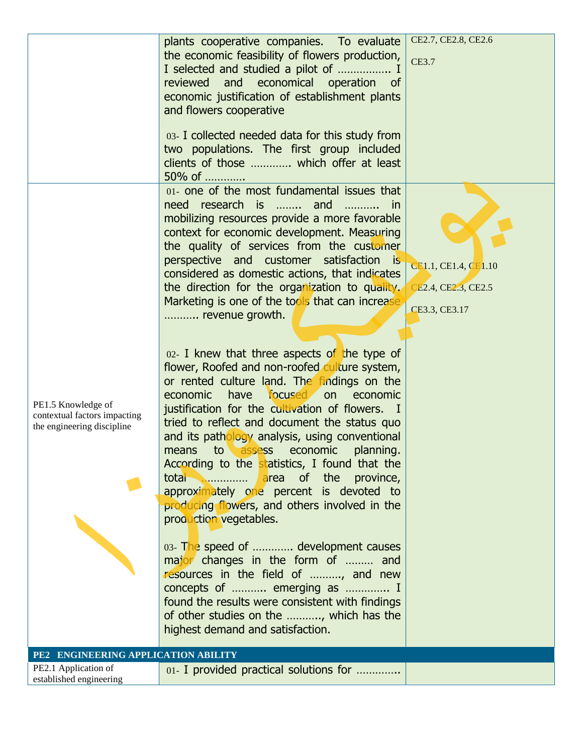| | | |
|---|---|---|
| | plants cooperative companies. To evaluate the economic feasibility of flowers production, I selected and studied a pilot of ……………. I reviewed and economical operation of economic justification of establishment plants and flowers cooperative<br><br>03- I collected needed data for this study from two populations. The first group included clients of those ………… which offer at least 50% of ………… | CE2.7, CE2.8, CE2.6<br><br>CE3.7 |
| PE1.5 Knowledge of contextual factors impacting the engineering discipline | 01- one of the most fundamental issues that need research is …….. and ……….. in mobilizing resources provide a more favorable context for economic development. Measuring the quality of services from the customer perspective and customer satisfaction is considered as domestic actions, that indicates the direction for the organization to quality. Marketing is one of the tools that can increase ………. revenue growth.<br><br>02- I knew that three aspects of the type of flower, Roofed and non-roofed culture system, or rented culture land. The findings on the economic have focused on economic justification for the cultivation of flowers. I tried to reflect and document the status quo and its pathology analysis, using conventional means to assess economic planning. According to the statistics, I found that the total ………….. area of the province, approximately one percent is devoted to producing flowers, and others involved in the production vegetables.<br><br>03- The speed of ………… development causes major changes in the form of ……… and resources in the field of ………, and new concepts of ………. emerging as …………. I found the results were consistent with findings of other studies on the ………., which has the highest demand and satisfaction. | CE1.1, CE1.4, CE1.10<br><br>CE2.4, CE2.3, CE2.5<br><br>CE3.3, CE3.17 |
| **PE2 ENGINEERING APPLICATION ABILITY** | | |
| PE2.1 Application of established engineering | 01- I provided practical solutions for …………. | |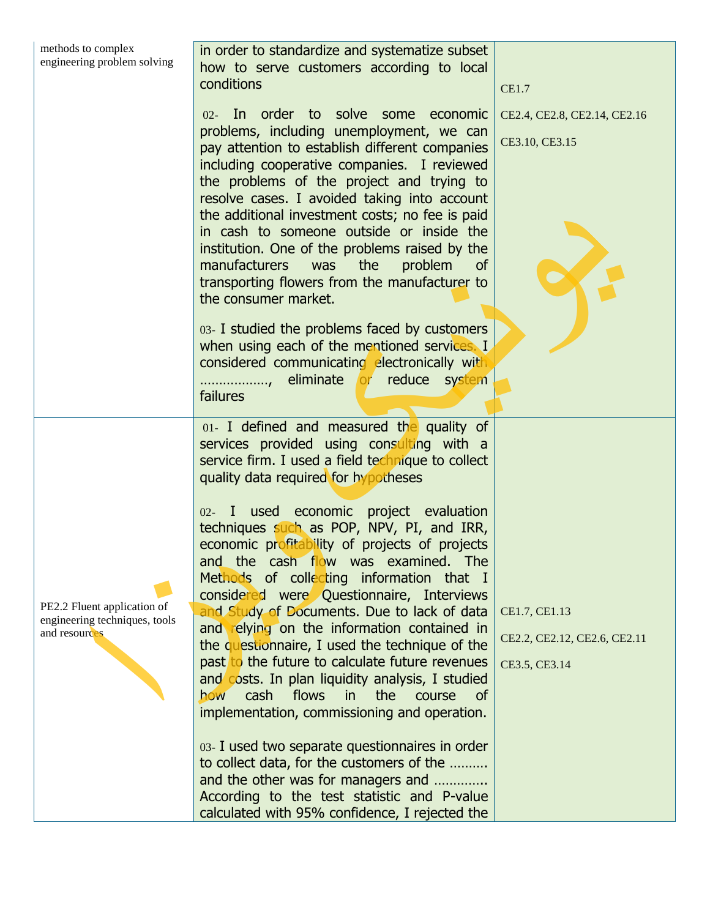| | | |
|---|---|---|
| methods to complex engineering problem solving | in order to standardize and systematize subset how to serve customers according to local conditions<br><br>02- In order to solve some economic problems, including unemployment, we can pay attention to establish different companies including cooperative companies. I reviewed the problems of the project and trying to resolve cases. I avoided taking into account the additional investment costs; no fee is paid in cash to someone outside or inside the institution. One of the problems raised by the manufacturers was the problem of transporting flowers from the manufacturer to the consumer market.<br><br>03- I studied the problems faced by customers when using each of the mentioned services. I considered communicating electronically with ………………, eliminate or reduce system failures | CE1.7<br><br>CE2.4, CE2.8, CE2.14, CE2.16<br><br>CE3.10, CE3.15 |
| PE2.2 Fluent application of engineering techniques, tools and resources | 01- I defined and measured the quality of services provided using consulting with a service firm. I used a field technique to collect quality data required for hypotheses<br><br>02- I used economic project evaluation techniques such as POP, NPV, PI, and IRR, economic profitability of projects of projects and the cash flow was examined. The Methods of collecting information that I considered were Questionnaire, Interviews and Study of Documents. Due to lack of data and relying on the information contained in the questionnaire, I used the technique of the past to the future to calculate future revenues and costs. In plan liquidity analysis, I studied how cash flows in the course of implementation, commissioning and operation.<br><br>03- I used two separate questionnaires in order to collect data, for the customers of the ………. and the other was for managers and …………. According to the test statistic and P-value calculated with 95% confidence, I rejected the | CE1.7, CE1.13<br><br>CE2.2, CE2.12, CE2.6, CE2.11<br><br>CE3.5, CE3.14 |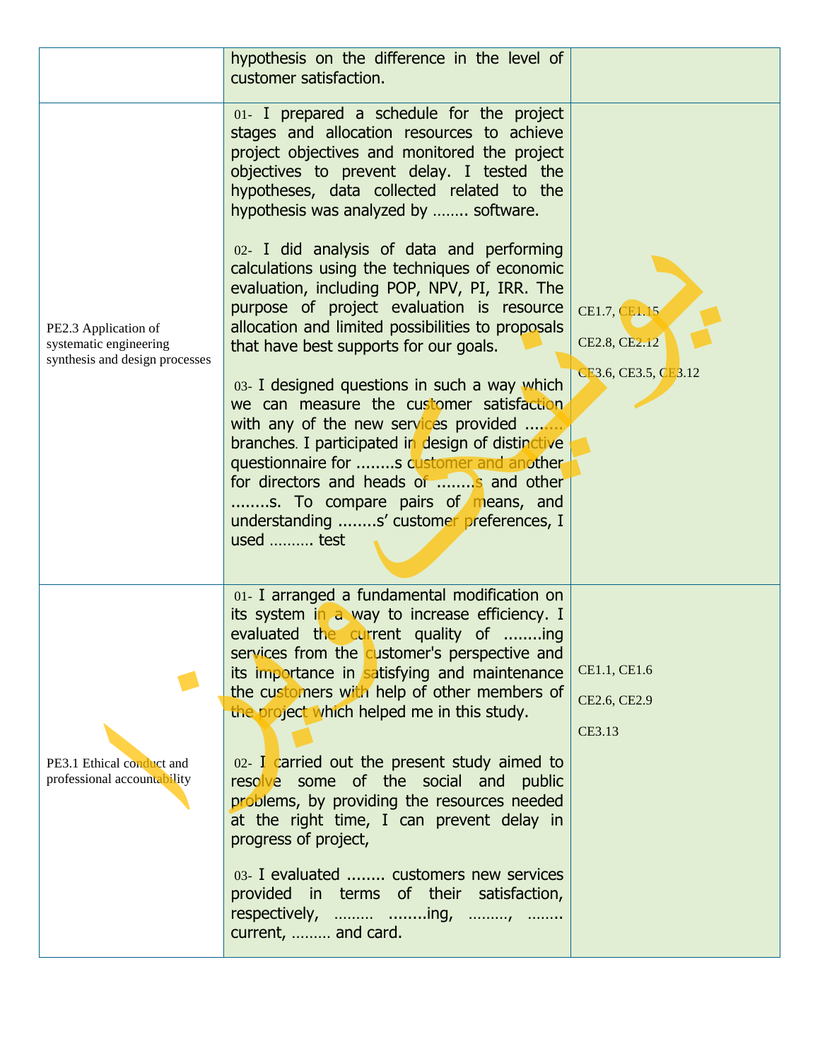| | | |
|---|---|---|
| | hypothesis on the difference in the level of customer satisfaction. | |
| PE2.3 Application of systematic engineering synthesis and design processes | 01- I prepared a schedule for the project stages and allocation resources to achieve project objectives and monitored the project objectives to prevent delay. I tested the hypotheses, data collected related to the hypothesis was analyzed by …….. software.<br><br>02- I did analysis of data and performing calculations using the techniques of economic evaluation, including POP, NPV, PI, IRR. The purpose of project evaluation is resource allocation and limited possibilities to proposals that have best supports for our goals.<br><br>03- I designed questions in such a way which we can measure the customer satisfaction with any of the new services provided ........ branches. I participated in design of distinctive questionnaire for ........s customer and another for directors and heads of ........s and other ........s. To compare pairs of means, and understanding ........s' customer preferences, I used ………. test | CE1.7, CE1.15<br><br>CE2.8, CE2.12<br><br>CE3.6, CE3.5, CE3.12 |
| PE3.1 Ethical conduct and professional accountability | 01- I arranged a fundamental modification on its system in a way to increase efficiency. I evaluated the current quality of ........ing services from the customer's perspective and its importance in satisfying and maintenance the customers with help of other members of the project which helped me in this study.<br><br>02- I carried out the present study aimed to resolve some of the social and public problems, by providing the resources needed at the right time, I can prevent delay in progress of project,<br><br>03- I evaluated ........ customers new services provided in terms of their satisfaction, respectively, ……… ........ing, ………, …….. current, ……… and card. | CE1.1, CE1.6<br><br>CE2.6, CE2.9<br><br>CE3.13 |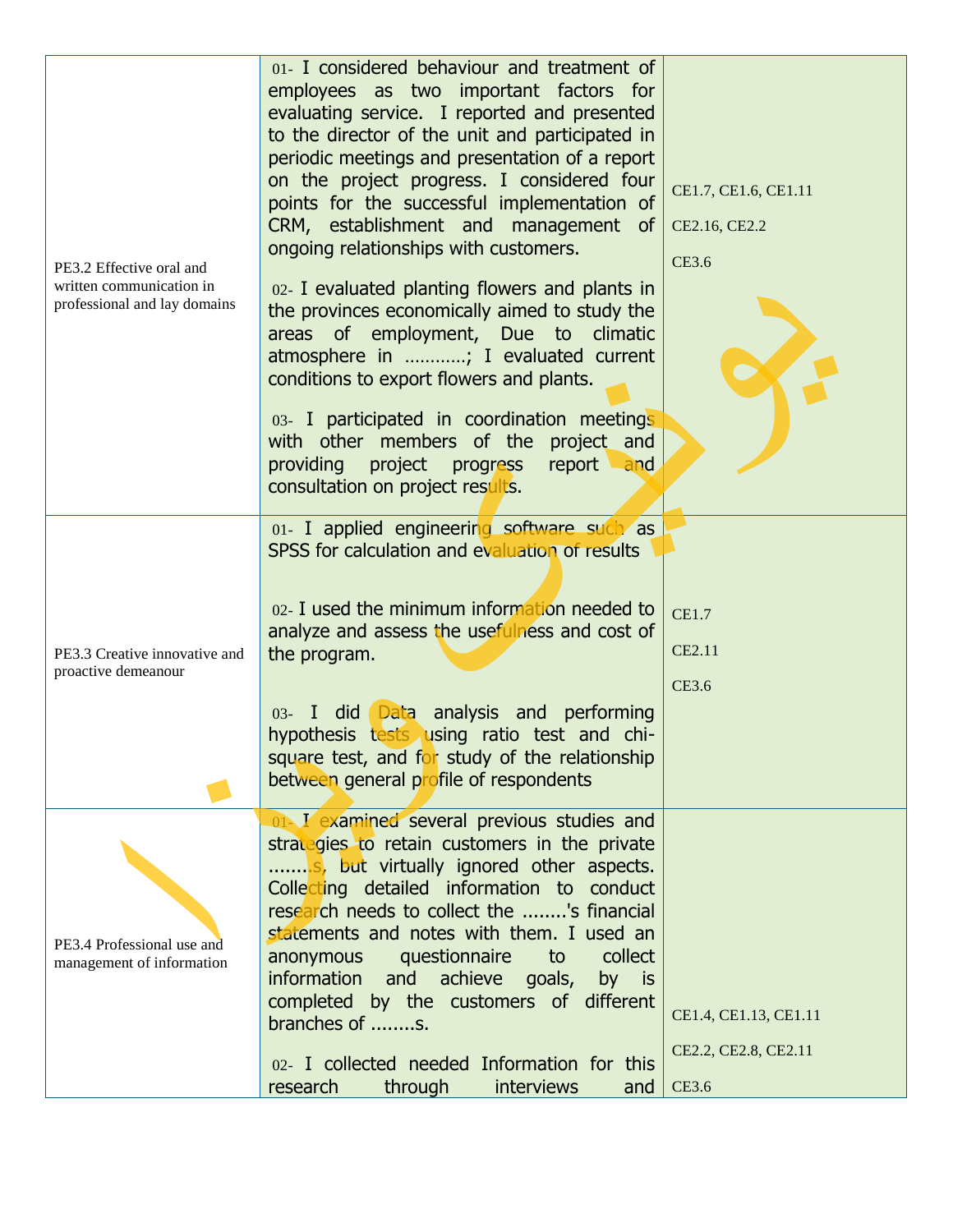| | | |
|---|---|---|
| PE3.2 Effective oral and written communication in professional and lay domains | 01- I considered behaviour and treatment of employees as two important factors for evaluating service. I reported and presented to the director of the unit and participated in periodic meetings and presentation of a report on the project progress. I considered four points for the successful implementation of CRM, establishment and management of ongoing relationships with customers.<br><br>02- I evaluated planting flowers and plants in the provinces economically aimed to study the areas of employment, Due to climatic atmosphere in ………..; I evaluated current conditions to export flowers and plants.<br><br>03- I participated in coordination meetings with other members of the project and providing project progress report and consultation on project results. | CE1.7, CE1.6, CE1.11<br><br>CE2.16, CE2.2<br><br>CE3.6 |
| PE3.3 Creative innovative and proactive demeanour | 01- I applied engineering software such as SPSS for calculation and evaluation of results<br><br>02- I used the minimum information needed to analyze and assess the usefulness and cost of the program.<br><br>03- I did Data analysis and performing hypothesis tests using ratio test and chi-square test, and for study of the relationship between general profile of respondents | CE1.7<br><br>CE2.11<br><br>CE3.6 |
| PE3.4 Professional use and management of information | 01- I examined several previous studies and strategies to retain customers in the private ……..s, but virtually ignored other aspects. Collecting detailed information to conduct research needs to collect the ……..'s financial statements and notes with them. I used an anonymous questionnaire to collect information and achieve goals, by is completed by the customers of different branches of ……..s.<br><br>02- I collected needed Information for this research through interviews and | CE1.4, CE1.13, CE1.11<br><br>CE2.2, CE2.8, CE2.11<br><br>CE3.6 |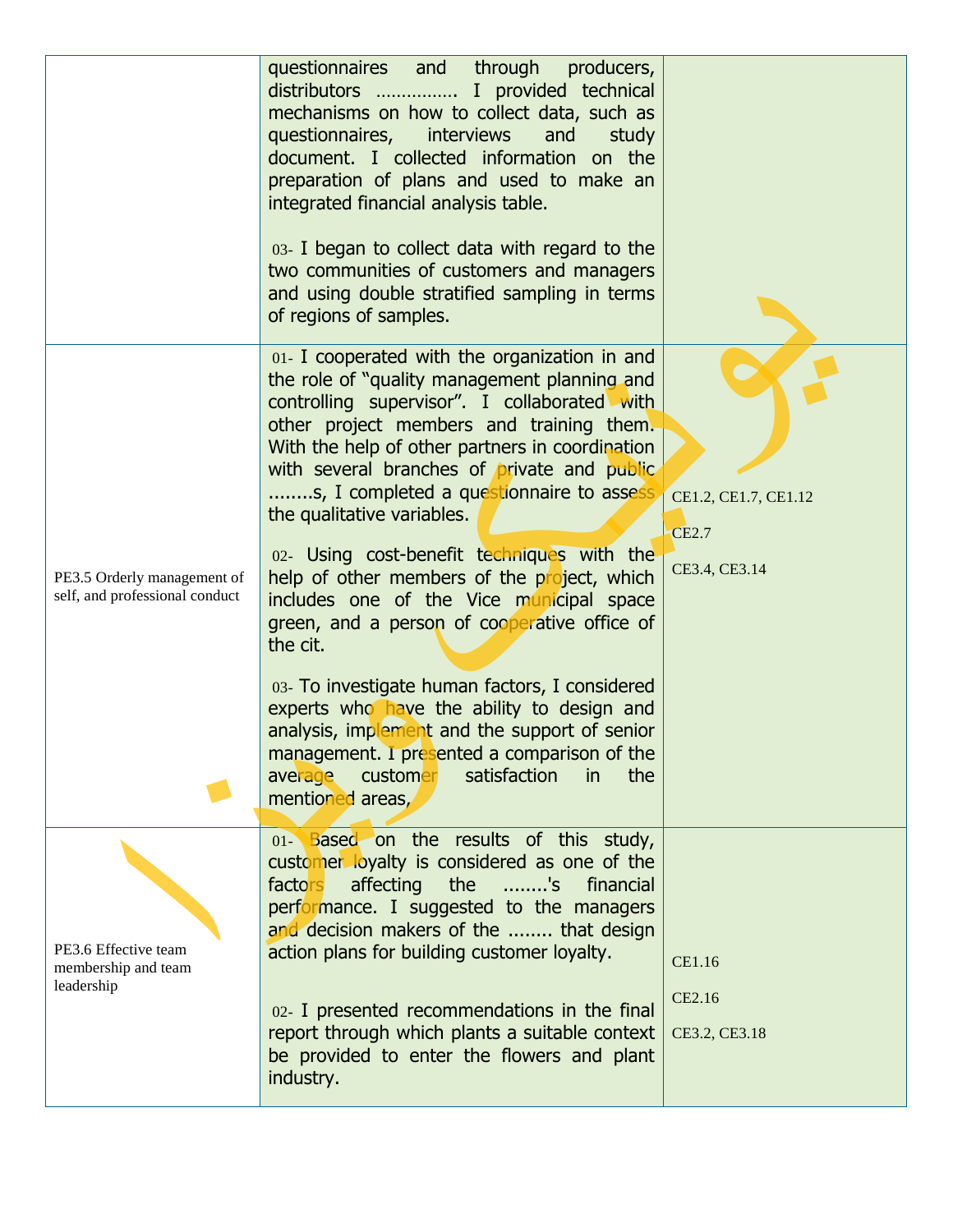| | | |
|---|---|---|
| | questionnaires and through producers, distributors …………… I provided technical mechanisms on how to collect data, such as questionnaires, interviews and study document. I collected information on the preparation of plans and used to make an integrated financial analysis table.<br><br>03- I began to collect data with regard to the two communities of customers and managers and using double stratified sampling in terms of regions of samples. | |
| PE3.5 Orderly management of self, and professional conduct | 01- I cooperated with the organization in and the role of "quality management planning and controlling supervisor". I collaborated with other project members and training them. With the help of other partners in coordination with several branches of private and public ........s, I completed a questionnaire to assess the qualitative variables.<br><br>02- Using cost-benefit techniques with the help of other members of the project, which includes one of the Vice municipal space green, and a person of cooperative office of the cit.<br><br>03- To investigate human factors, I considered experts who have the ability to design and analysis, implement and the support of senior management. I presented a comparison of the average customer satisfaction in the mentioned areas, | CE1.2, CE1.7, CE1.12<br><br>CE2.7<br><br>CE3.4, CE3.14 |
| PE3.6 Effective team membership and team leadership | 01- Based on the results of this study, customer loyalty is considered as one of the factors affecting the ........'s financial performance. I suggested to the managers and decision makers of the ........ that design action plans for building customer loyalty.<br><br>02- I presented recommendations in the final report through which plants a suitable context be provided to enter the flowers and plant industry. | CE1.16<br><br>CE2.16<br><br>CE3.2, CE3.18 |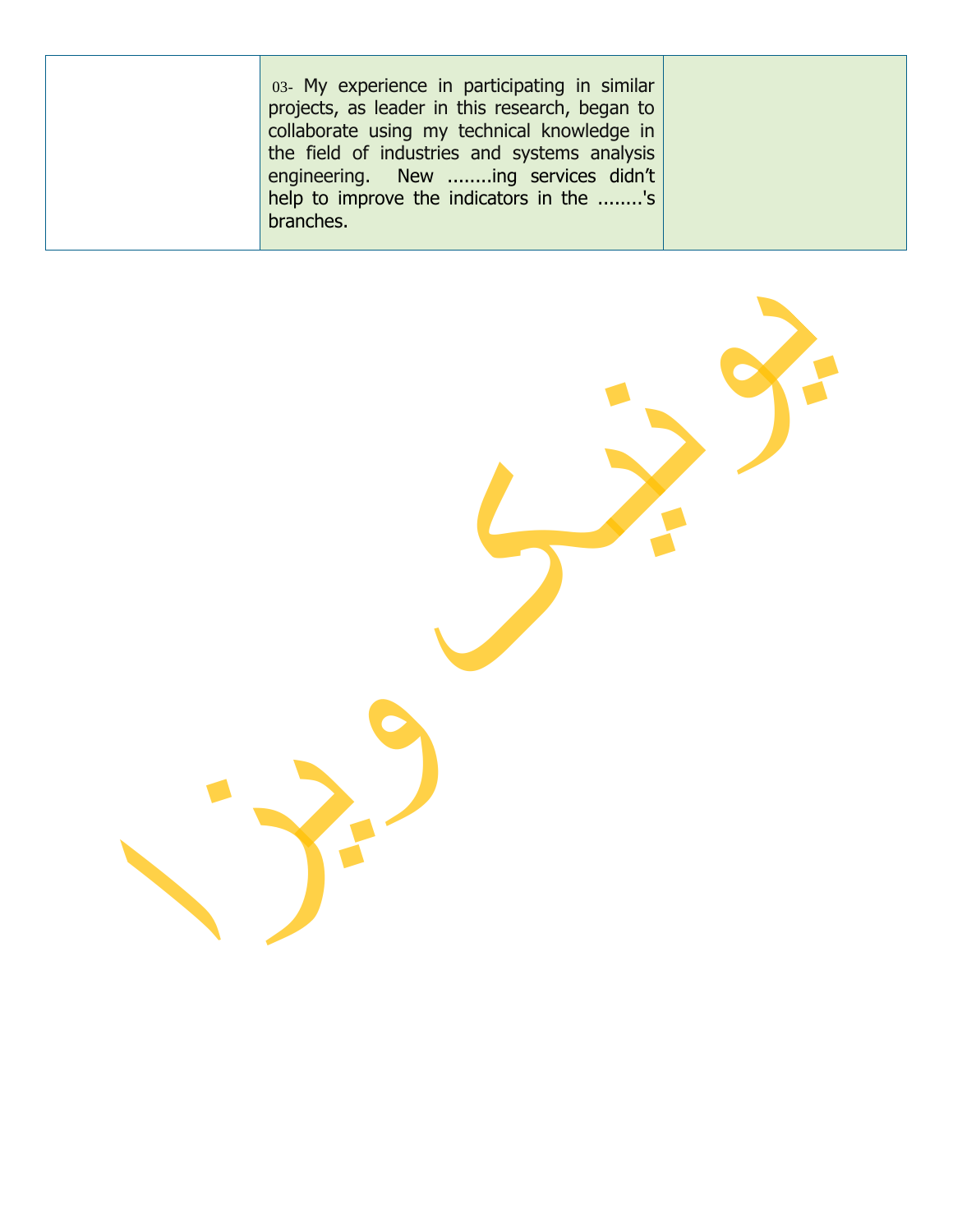| | | |
|---|---|---|
| | 03- My experience in participating in similar projects, as leader in this research, began to collaborate using my technical knowledge in the field of industries and systems analysis engineering. New ........ing services didn't help to improve the indicators in the ........'s branches. | |